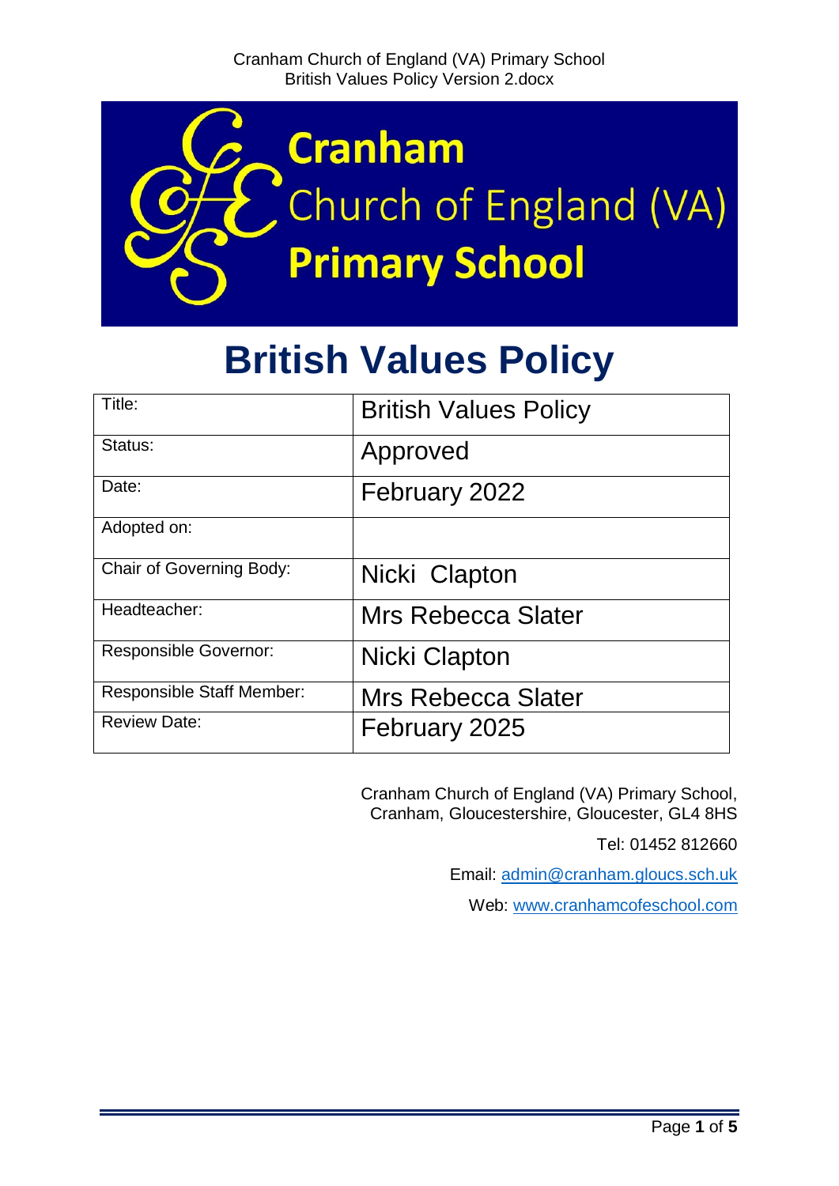# Cranham Church of England (VA) Primary School

# British Values Policy

| Title: | British Values Policy |
| --- | --- |
| Status: | Approved |
| Date: | February 2022 |
| Adopted on: | |
| Chair of Governing Body: | Nicki Clapton |
| Headteacher: | Mrs Rebecca Slater |
| Responsible Governor: | Nicki Clapton |
| Responsible Staff Member: | Mrs Rebecca Slater |
| Review Date: | February 2025 |

Cranham Church of England (VA) Primary School,
Cranham, Gloucestershire, Gloucester, GL4 8HS

Tel: 01452 812660

Email: admin@cranham.gloucs.sch.uk

Web: www.cranhamcofeschool.com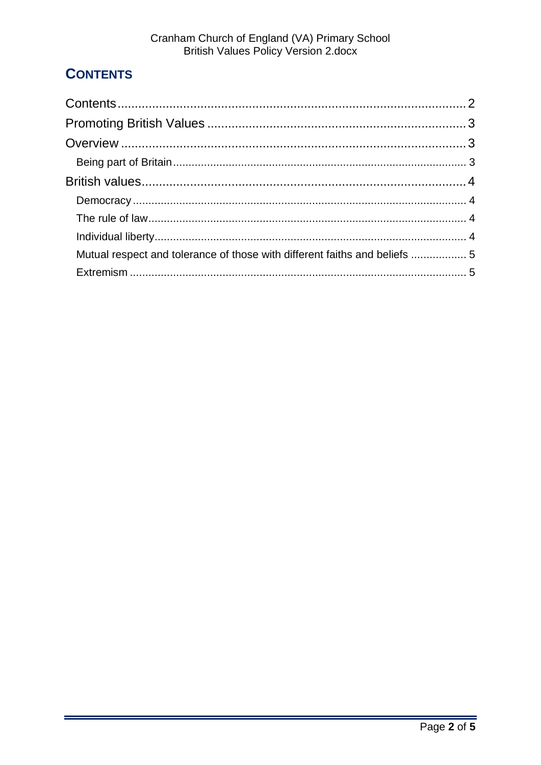## CONTENTS

Contents ........................................................................................................ 2
Promoting British Values .......................................................................... 3
Overview ...................................................................................................... 3
    Being part of Britain ............................................................................. 3
British values ............................................................................................... 4
    Democracy ............................................................................................. 4
    The rule of law ...................................................................................... 4
    Individual liberty ................................................................................... 4
    Mutual respect and tolerance of those with different faiths and beliefs .................. 5
    Extremism .............................................................................................. 5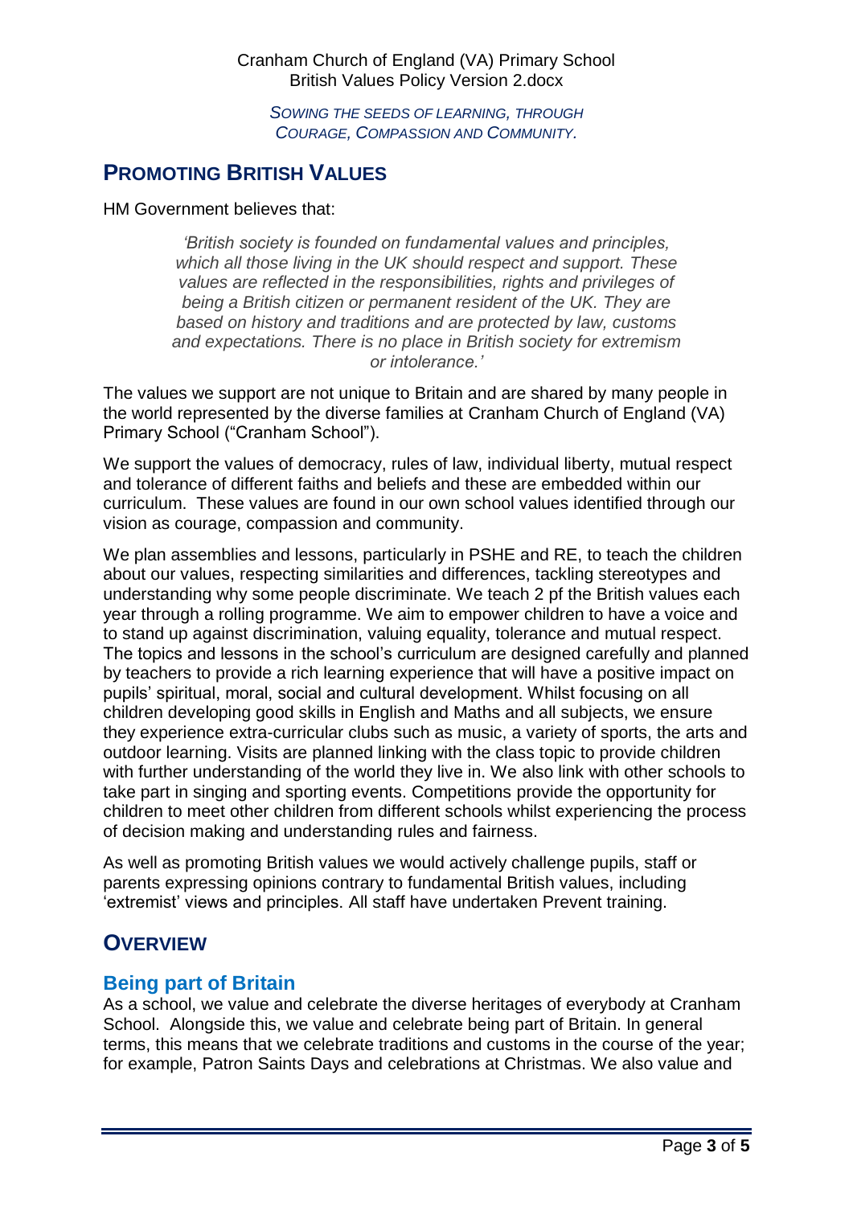# PROMOTING BRITISH VALUES

HM Government believes that:

> *'British society is founded on fundamental values and principles, which all those living in the UK should respect and support. These values are reflected in the responsibilities, rights and privileges of being a British citizen or permanent resident of the UK. They are based on history and traditions and are protected by law, customs and expectations. There is no place in British society for extremism or intolerance.'*

The values we support are not unique to Britain and are shared by many people in the world represented by the diverse families at Cranham Church of England (VA) Primary School ("Cranham School").

We support the values of democracy, rules of law, individual liberty, mutual respect and tolerance of different faiths and beliefs and these are embedded within our curriculum. These values are found in our own school values identified through our vision as courage, compassion and community.

We plan assemblies and lessons, particularly in PSHE and RE, to teach the children about our values, respecting similarities and differences, tackling stereotypes and understanding why some people discriminate. We teach 2 pf the British values each year through a rolling programme. We aim to empower children to have a voice and to stand up against discrimination, valuing equality, tolerance and mutual respect. The topics and lessons in the school's curriculum are designed carefully and planned by teachers to provide a rich learning experience that will have a positive impact on pupils' spiritual, moral, social and cultural development. Whilst focusing on all children developing good skills in English and Maths and all subjects, we ensure they experience extra-curricular clubs such as music, a variety of sports, the arts and outdoor learning. Visits are planned linking with the class topic to provide children with further understanding of the world they live in. We also link with other schools to take part in singing and sporting events. Competitions provide the opportunity for children to meet other children from different schools whilst experiencing the process of decision making and understanding rules and fairness.

As well as promoting British values we would actively challenge pupils, staff or parents expressing opinions contrary to fundamental British values, including 'extremist' views and principles. All staff have undertaken Prevent training.

# OVERVIEW

## Being part of Britain

As a school, we value and celebrate the diverse heritages of everybody at Cranham School. Alongside this, we value and celebrate being part of Britain. In general terms, this means that we celebrate traditions and customs in the course of the year; for example, Patron Saints Days and celebrations at Christmas. We also value and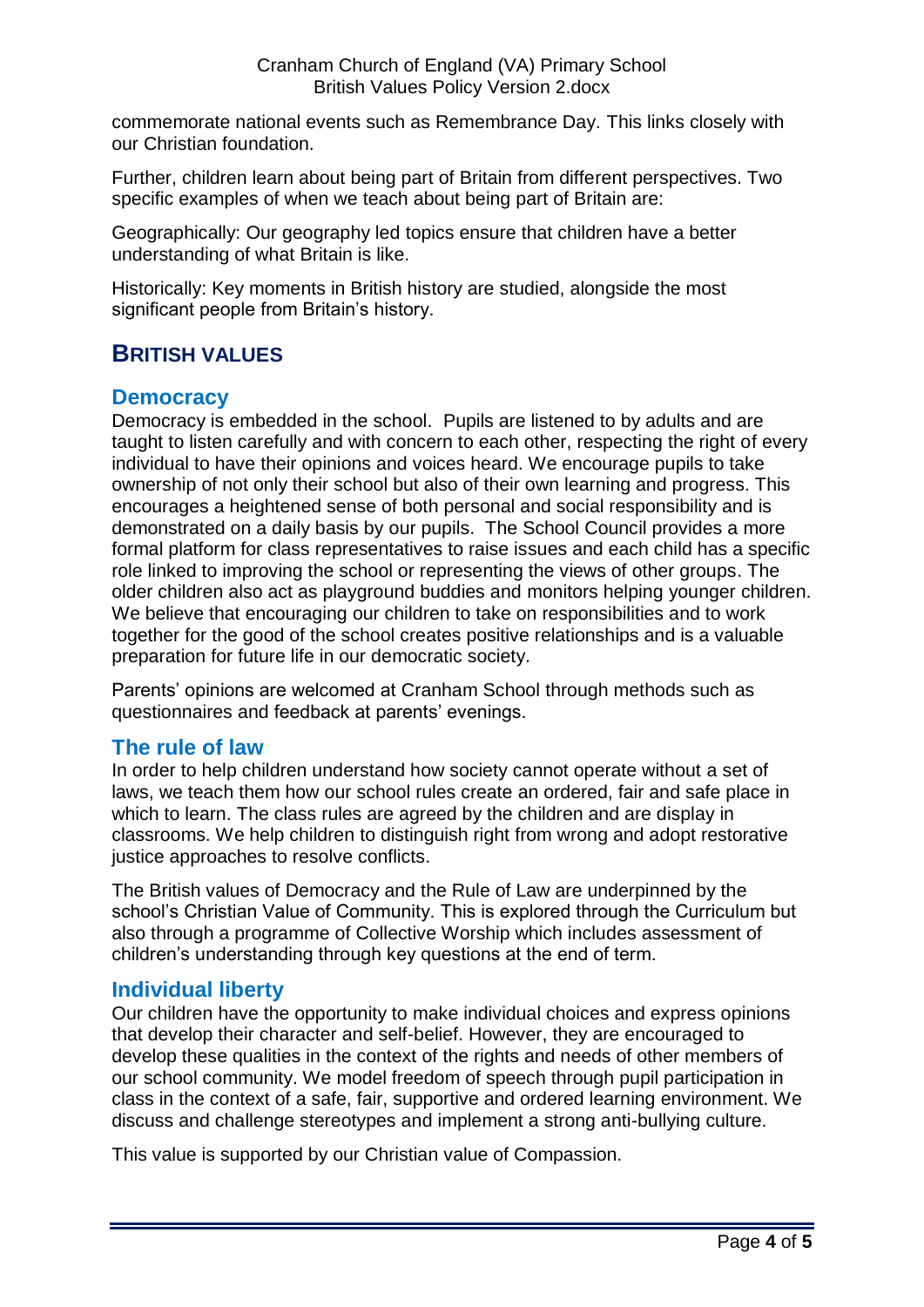commemorate national events such as Remembrance Day. This links closely with our Christian foundation.

Further, children learn about being part of Britain from different perspectives. Two specific examples of when we teach about being part of Britain are:

Geographically: Our geography led topics ensure that children have a better understanding of what Britain is like.

Historically: Key moments in British history are studied, alongside the most significant people from Britain's history.

## BRITISH VALUES

### Democracy

Democracy is embedded in the school. Pupils are listened to by adults and are taught to listen carefully and with concern to each other, respecting the right of every individual to have their opinions and voices heard. We encourage pupils to take ownership of not only their school but also of their own learning and progress. This encourages a heightened sense of both personal and social responsibility and is demonstrated on a daily basis by our pupils. The School Council provides a more formal platform for class representatives to raise issues and each child has a specific role linked to improving the school or representing the views of other groups. The older children also act as playground buddies and monitors helping younger children. We believe that encouraging our children to take on responsibilities and to work together for the good of the school creates positive relationships and is a valuable preparation for future life in our democratic society.

Parents' opinions are welcomed at Cranham School through methods such as questionnaires and feedback at parents' evenings.

### The rule of law

In order to help children understand how society cannot operate without a set of laws, we teach them how our school rules create an ordered, fair and safe place in which to learn. The class rules are agreed by the children and are display in classrooms. We help children to distinguish right from wrong and adopt restorative justice approaches to resolve conflicts.

The British values of Democracy and the Rule of Law are underpinned by the school's Christian Value of Community. This is explored through the Curriculum but also through a programme of Collective Worship which includes assessment of children's understanding through key questions at the end of term.

### Individual liberty

Our children have the opportunity to make individual choices and express opinions that develop their character and self-belief. However, they are encouraged to develop these qualities in the context of the rights and needs of other members of our school community. We model freedom of speech through pupil participation in class in the context of a safe, fair, supportive and ordered learning environment. We discuss and challenge stereotypes and implement a strong anti-bullying culture.

This value is supported by our Christian value of Compassion.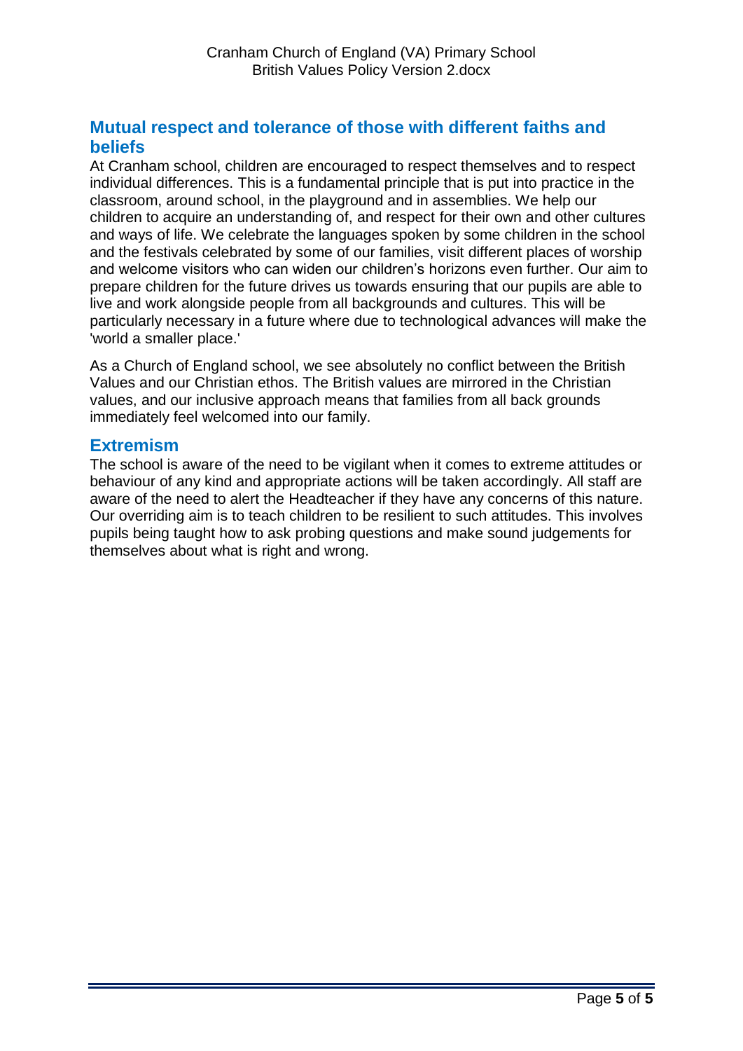## Mutual respect and tolerance of those with different faiths and beliefs

At Cranham school, children are encouraged to respect themselves and to respect individual differences. This is a fundamental principle that is put into practice in the classroom, around school, in the playground and in assemblies. We help our children to acquire an understanding of, and respect for their own and other cultures and ways of life. We celebrate the languages spoken by some children in the school and the festivals celebrated by some of our families, visit different places of worship and welcome visitors who can widen our children's horizons even further. Our aim to prepare children for the future drives us towards ensuring that our pupils are able to live and work alongside people from all backgrounds and cultures. This will be particularly necessary in a future where due to technological advances will make the 'world a smaller place.'

As a Church of England school, we see absolutely no conflict between the British Values and our Christian ethos. The British values are mirrored in the Christian values, and our inclusive approach means that families from all back grounds immediately feel welcomed into our family.

## Extremism

The school is aware of the need to be vigilant when it comes to extreme attitudes or behaviour of any kind and appropriate actions will be taken accordingly. All staff are aware of the need to alert the Headteacher if they have any concerns of this nature. Our overriding aim is to teach children to be resilient to such attitudes. This involves pupils being taught how to ask probing questions and make sound judgements for themselves about what is right and wrong.